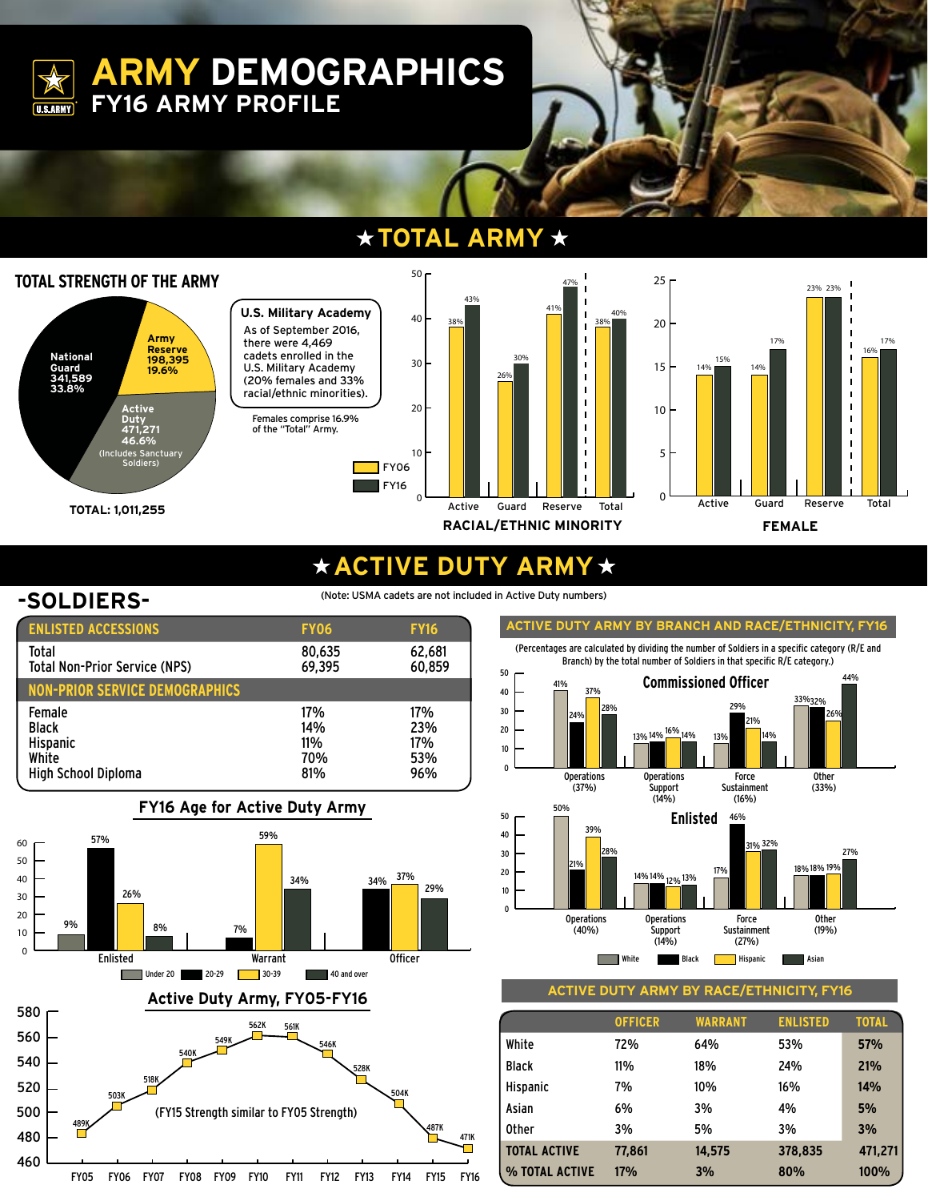# ARMY DEMOGRAPHICS

## FY16 ARMY PROFILE

## ★ TOTAL ARMY ★

### TOTAL STRENGTH OF THE ARMY

| Component | Strength | Percent |
|---|---|---|
| National Guard | 341,589 | 33.8% |
| Army Reserve | 198,395 | 19.6% |
| Active Duty (Includes Sanctuary Soldiers) | 471,271 | 46.6% |

TOTAL: 1,011,255

**U.S. Military Academy**

As of September 2016, there were 4,469 cadets enrolled in the U.S. Military Academy (20% females and 33% racial/ethnic minorities).

Females comprise 16.9% of the "Total" Army.

### RACIAL/ETHNIC MINORITY

| | FY06 | FY16 |
|---|---|---|
| Active | 38% | 43% |
| Guard | 26% | 30% |
| Reserve | 41% | 47% |
| Total | 38% | 40% |

### FEMALE

| | FY06 | FY16 |
|---|---|---|
| Active | 14% | 15% |
| Guard | 14% | 17% |
| Reserve | 23% | 23% |
| Total | 16% | 17% |

## ★ ACTIVE DUTY ARMY ★

### -SOLDIERS-

(Note: USMA cadets are not included in Active Duty numbers)

| ENLISTED ACCESSIONS | FY06 | FY16 |
|---|---|---|
| Total | 80,635 | 62,681 |
| Total Non-Prior Service (NPS) | 69,395 | 60,859 |
| **NON-PRIOR SERVICE DEMOGRAPHICS** | | |
| Female | 17% | 17% |
| Black | 14% | 23% |
| Hispanic | 11% | 17% |
| White | 70% | 53% |
| High School Diploma | 81% | 96% |

### FY16 Age for Active Duty Army

| | Under 20 | 20-29 | 30-39 | 40 and over |
|---|---|---|---|---|
| Enlisted | 9% | 57% | 26% | 8% |
| Warrant | | 7% | 59% | 34% |
| Officer | | 34% | 37% | 29% |

### Active Duty Army, FY05-FY16

| FY05 | FY06 | FY07 | FY08 | FY09 | FY10 | FY11 | FY12 | FY13 | FY14 | FY15 | FY16 |
|---|---|---|---|---|---|---|---|---|---|---|---|
| 489K | 503K | 518K | 540K | 549K | 562K | 561K | 546K | 528K | 504K | 487K | 471K |

(FY15 Strength similar to FY05 Strength)

### ACTIVE DUTY ARMY BY BRANCH AND RACE/ETHNICITY, FY16

(Percentages are calculated by dividing the number of Soldiers in a specific category (R/E and Branch) by the total number of Soldiers in that specific R/E category.)

**Commissioned Officer**

| | White | Black | Hispanic | Asian |
|---|---|---|---|---|
| Operations (37%) | 41% | 24% | 37% | 28% |
| Operations Support (14%) | 13% | 14% | 16% | 14% |
| Force Sustainment (16%) | 13% | 29% | 21% | 14% |
| Other (33%) | 33% | 32% | 26% | 44% |

**Enlisted**

| | White | Black | Hispanic | Asian |
|---|---|---|---|---|
| Operations (40%) | 50% | 21% | 39% | 28% |
| Operations Support (14%) | 14% | 14% | 12% | 13% |
| Force Sustainment (27%) | 17% | 46% | 31% | 32% |
| Other (19%) | 18% | 18% | 19% | 27% |

### ACTIVE DUTY ARMY BY RACE/ETHNICITY, FY16

| | OFFICER | WARRANT | ENLISTED | TOTAL |
|---|---|---|---|---|
| White | 72% | 64% | 53% | 57% |
| Black | 11% | 18% | 24% | 21% |
| Hispanic | 7% | 10% | 16% | 14% |
| Asian | 6% | 3% | 4% | 5% |
| Other | 3% | 5% | 3% | 3% |
| TOTAL ACTIVE | 77,861 | 14,575 | 378,835 | 471,271 |
| % TOTAL ACTIVE | 17% | 3% | 80% | 100% |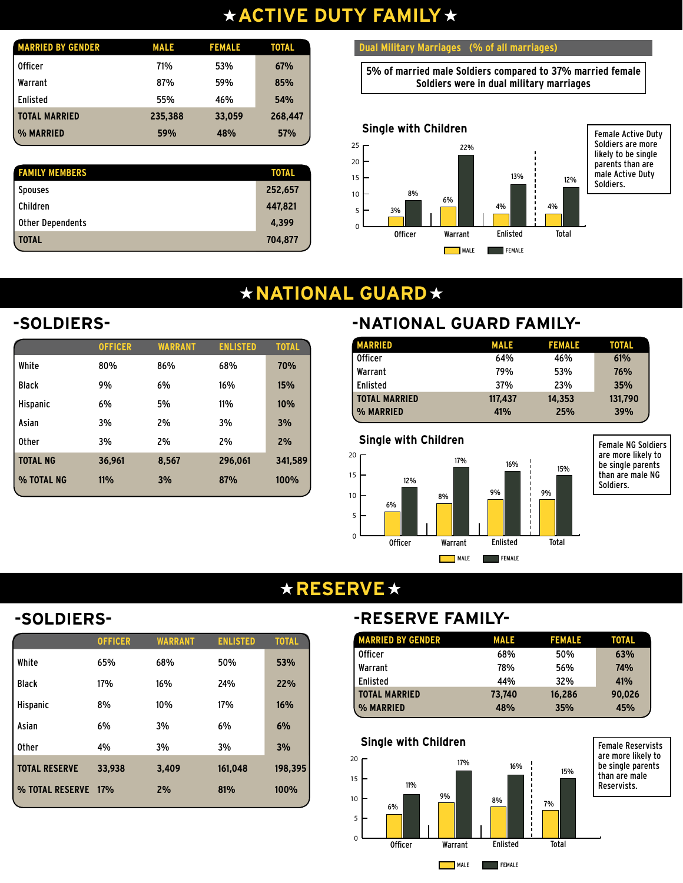# ★ACTIVE DUTY FAMILY★

| MARRIED BY GENDER | MALE | FEMALE | TOTAL |
|---|---|---|---|
| Officer | 71% | 53% | 67% |
| Warrant | 87% | 59% | 85% |
| Enlisted | 55% | 46% | 54% |
| TOTAL MARRIED | 235,388 | 33,059 | 268,447 |
| % MARRIED | 59% | 48% | 57% |

| FAMILY MEMBERS | TOTAL |
|---|---|
| Spouses | 252,657 |
| Children | 447,821 |
| Other Dependents | 4,399 |
| TOTAL | 704,877 |

**Dual Military Marriages (% of all marriages)**

5% of married male Soldiers compared to 37% married female Soldiers were in dual military marriages

**Single with Children**

| | MALE | FEMALE |
|---|---|---|
| Officer | 3% | 8% |
| Warrant | 6% | 22% |
| Enlisted | 4% | 13% |
| Total | 4% | 12% |

Female Active Duty Soldiers are more likely to be single parents than are male Active Duty Soldiers.

# ★NATIONAL GUARD★

## -SOLDIERS-

| | OFFICER | WARRANT | ENLISTED | TOTAL |
|---|---|---|---|---|
| White | 80% | 86% | 68% | 70% |
| Black | 9% | 6% | 16% | 15% |
| Hispanic | 6% | 5% | 11% | 10% |
| Asian | 3% | 2% | 3% | 3% |
| Other | 3% | 2% | 2% | 2% |
| TOTAL NG | 36,961 | 8,567 | 296,061 | 341,589 |
| % TOTAL NG | 11% | 3% | 87% | 100% |

## -NATIONAL GUARD FAMILY-

| MARRIED | MALE | FEMALE | TOTAL |
|---|---|---|---|
| Officer | 64% | 46% | 61% |
| Warrant | 79% | 53% | 76% |
| Enlisted | 37% | 23% | 35% |
| TOTAL MARRIED | 117,437 | 14,353 | 131,790 |
| % MARRIED | 41% | 25% | 39% |

**Single with Children**

| | MALE | FEMALE |
|---|---|---|
| Officer | 6% | 12% |
| Warrant | 8% | 17% |
| Enlisted | 9% | 16% |
| Total | 9% | 15% |

Female NG Soldiers are more likely to be single parents than are male NG Soldiers.

# ★RESERVE★

## -SOLDIERS-

| | OFFICER | WARRANT | ENLISTED | TOTAL |
|---|---|---|---|---|
| White | 65% | 68% | 50% | 53% |
| Black | 17% | 16% | 24% | 22% |
| Hispanic | 8% | 10% | 17% | 16% |
| Asian | 6% | 3% | 6% | 6% |
| Other | 4% | 3% | 3% | 3% |
| TOTAL RESERVE | 33,938 | 3,409 | 161,048 | 198,395 |
| % TOTAL RESERVE | 17% | 2% | 81% | 100% |

## -RESERVE FAMILY-

| MARRIED BY GENDER | MALE | FEMALE | TOTAL |
|---|---|---|---|
| Officer | 68% | 50% | 63% |
| Warrant | 78% | 56% | 74% |
| Enlisted | 44% | 32% | 41% |
| TOTAL MARRIED | 73,740 | 16,286 | 90,026 |
| % MARRIED | 48% | 35% | 45% |

**Single with Children**

| | MALE | FEMALE |
|---|---|---|
| Officer | 6% | 11% |
| Warrant | 9% | 17% |
| Enlisted | 8% | 16% |
| Total | 7% | 15% |

Female Reservists are more likely to be single parents than are male Reservists.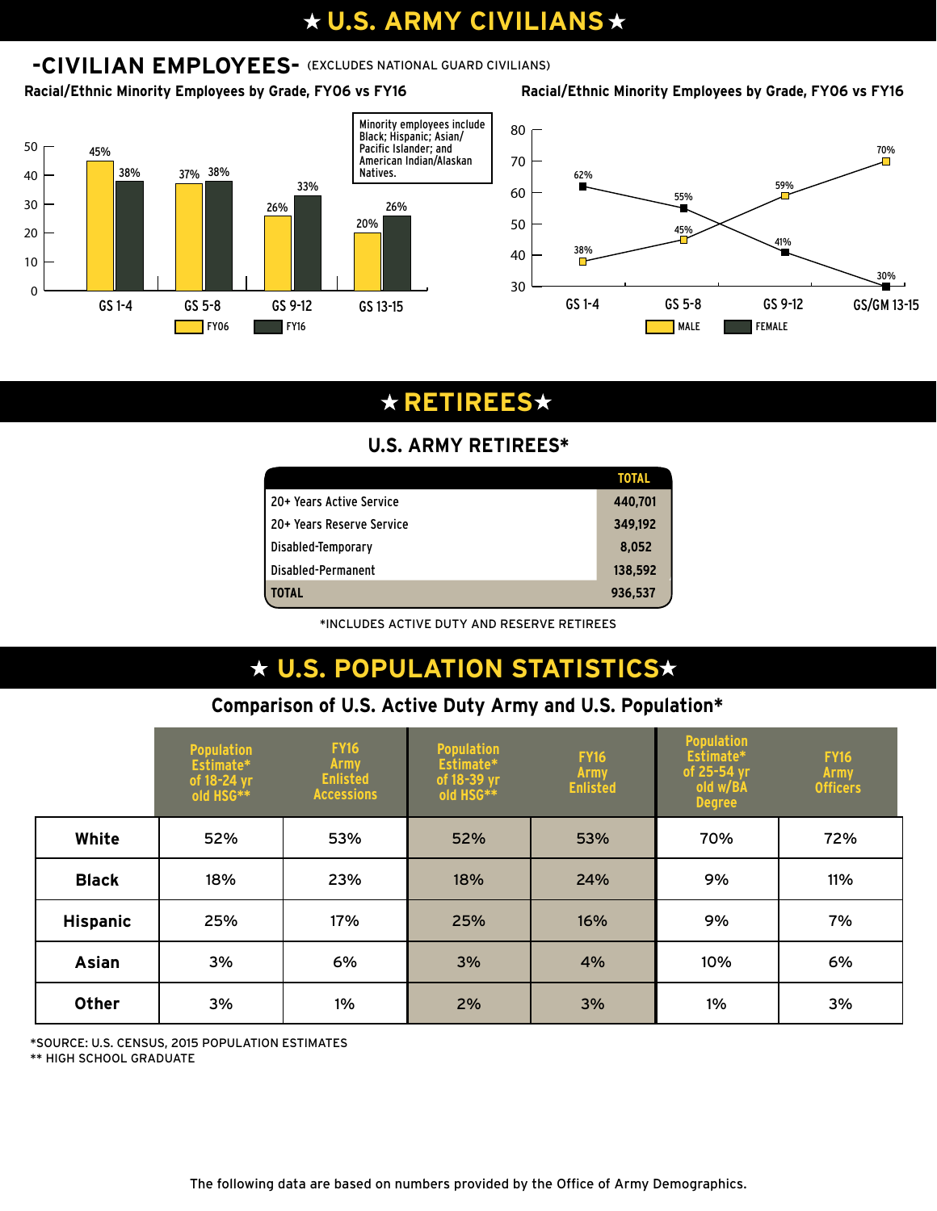# ★ U.S. ARMY CIVILIANS ★

## -CIVILIAN EMPLOYEES- (EXCLUDES NATIONAL GUARD CIVILIANS)

### Racial/Ethnic Minority Employees by Grade, FY06 vs FY16

Minority employees include Black; Hispanic; Asian/Pacific Islander; and American Indian/Alaskan Natives.

50
40
30
20
10
0

45% 38%
37% 38%
26% 33%
20% 26%

GS 1-4
GS 5-8
GS 9-12
GS 13-15

FY06
FY16

### Racial/Ethnic Minority Employees by Grade, FY06 vs FY16

80
70
60
50
40
30

62% 38%
55% 45%
59% 41%
70% 30%

GS 1-4
GS 5-8
GS 9-12
GS/GM 13-15

MALE
FEMALE

# ★ RETIREES ★

## U.S. ARMY RETIREES*

| | TOTAL |
|---|---|
| 20+ Years Active Service | 440,701 |
| 20+ Years Reserve Service | 349,192 |
| Disabled-Temporary | 8,052 |
| Disabled-Permanent | 138,592 |
| TOTAL | 936,537 |

*INCLUDES ACTIVE DUTY AND RESERVE RETIREES

# ★ U.S. POPULATION STATISTICS ★

## Comparison of U.S. Active Duty Army and U.S. Population*

| | Population Estimate* of 18-24 yr old HSG** | FY16 Army Enlisted Accessions | Population Estimate* of 18-39 yr old HSG** | FY16 Army Enlisted | Population Estimate* of 25-54 yr old w/BA Degree | FY16 Army Officers |
|---|---|---|---|---|---|---|
| **White** | 52% | 53% | 52% | 53% | 70% | 72% |
| **Black** | 18% | 23% | 18% | 24% | 9% | 11% |
| **Hispanic** | 25% | 17% | 25% | 16% | 9% | 7% |
| **Asian** | 3% | 6% | 3% | 4% | 10% | 6% |
| **Other** | 3% | 1% | 2% | 3% | 1% | 3% |

*SOURCE: U.S. CENSUS, 2015 POPULATION ESTIMATES
** HIGH SCHOOL GRADUATE

The following data are based on numbers provided by the Office of Army Demographics.